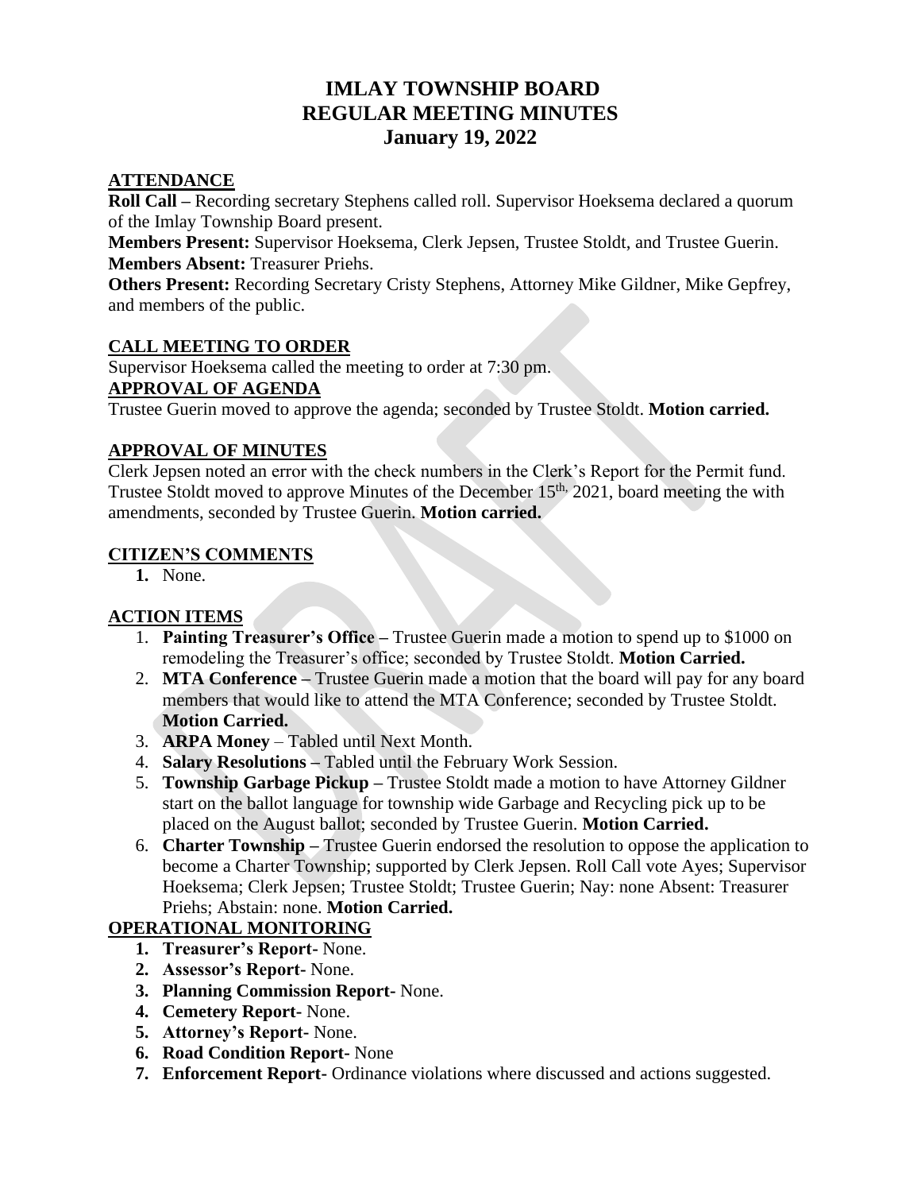# IMLAY TOWNSHIP BOARD
# REGULAR MEETING MINUTES
# January 19, 2022

## ATTENDANCE

**Roll Call –** Recording secretary Stephens called roll. Supervisor Hoeksema declared a quorum of the Imlay Township Board present.

**Members Present:** Supervisor Hoeksema, Clerk Jepsen, Trustee Stoldt, and Trustee Guerin.

**Members Absent:** Treasurer Priehs.

**Others Present:** Recording Secretary Cristy Stephens, Attorney Mike Gildner, Mike Gepfrey, and members of the public.

## CALL MEETING TO ORDER

Supervisor Hoeksema called the meeting to order at 7:30 pm.

## APPROVAL OF AGENDA

Trustee Guerin moved to approve the agenda; seconded by Trustee Stoldt. **Motion carried.**

## APPROVAL OF MINUTES

Clerk Jepsen noted an error with the check numbers in the Clerk's Report for the Permit fund. Trustee Stoldt moved to approve Minutes of the December 15th, 2021, board meeting the with amendments, seconded by Trustee Guerin. **Motion carried.**

## CITIZEN'S COMMENTS

1. None.

## ACTION ITEMS

1. **Painting Treasurer's Office –** Trustee Guerin made a motion to spend up to $1000 on remodeling the Treasurer's office; seconded by Trustee Stoldt. **Motion Carried.**
2. **MTA Conference –** Trustee Guerin made a motion that the board will pay for any board members that would like to attend the MTA Conference; seconded by Trustee Stoldt. **Motion Carried.**
3. **ARPA Money** – Tabled until Next Month.
4. **Salary Resolutions –** Tabled until the February Work Session.
5. **Township Garbage Pickup –** Trustee Stoldt made a motion to have Attorney Gildner start on the ballot language for township wide Garbage and Recycling pick up to be placed on the August ballot; seconded by Trustee Guerin. **Motion Carried.**
6. **Charter Township –** Trustee Guerin endorsed the resolution to oppose the application to become a Charter Township; supported by Clerk Jepsen. Roll Call vote Ayes; Supervisor Hoeksema; Clerk Jepsen; Trustee Stoldt; Trustee Guerin; Nay: none Absent: Treasurer Priehs; Abstain: none. **Motion Carried.**

## OPERATIONAL MONITORING

1. **Treasurer's Report-** None.
2. **Assessor's Report-** None.
3. **Planning Commission Report-** None.
4. **Cemetery Report-** None.
5. **Attorney's Report-** None.
6. **Road Condition Report-** None
7. **Enforcement Report-** Ordinance violations where discussed and actions suggested.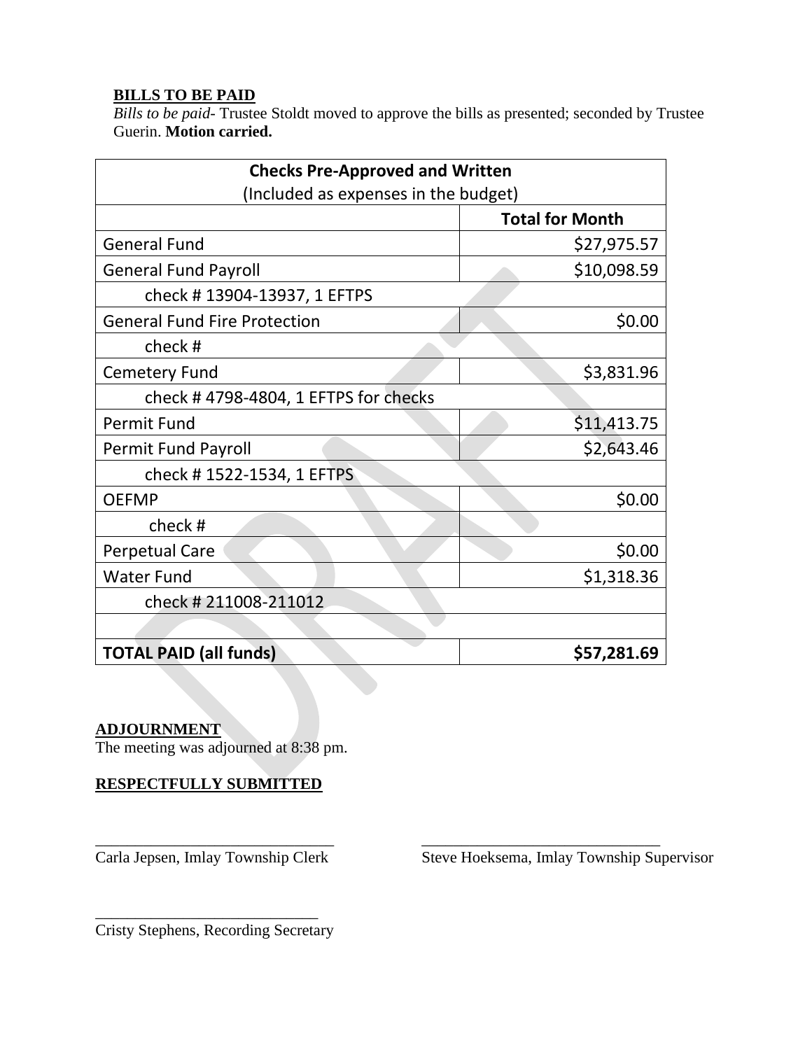**BILLS TO BE PAID**

*Bills to be paid*- Trustee Stoldt moved to approve the bills as presented; seconded by Trustee Guerin. **Motion carried.**

| **Checks Pre-Approved and Written** (Included as expenses in the budget) | |
|---|---|
| | **Total for Month** |
| General Fund | $27,975.57 |
| General Fund Payroll | $10,098.59 |
| check # 13904-13937, 1 EFTPS | |
| General Fund Fire Protection | $0.00 |
| check # | |
| Cemetery Fund | $3,831.96 |
| check # 4798-4804, 1 EFTPS for checks | |
| Permit Fund | $11,413.75 |
| Permit Fund Payroll | $2,643.46 |
| check # 1522-1534, 1 EFTPS | |
| OEFMP | $0.00 |
| check # | |
| Perpetual Care | $0.00 |
| Water Fund | $1,318.36 |
| check # 211008-211012 | |
| | |
| **TOTAL PAID (all funds)** | **$57,281.69** |

**ADJOURNMENT**

The meeting was adjourned at 8:38 pm.

**RESPECTFULLY SUBMITTED**

______________________________
Carla Jepsen, Imlay Township Clerk

______________________________
Steve Hoeksema, Imlay Township Supervisor

____________________________
Cristy Stephens, Recording Secretary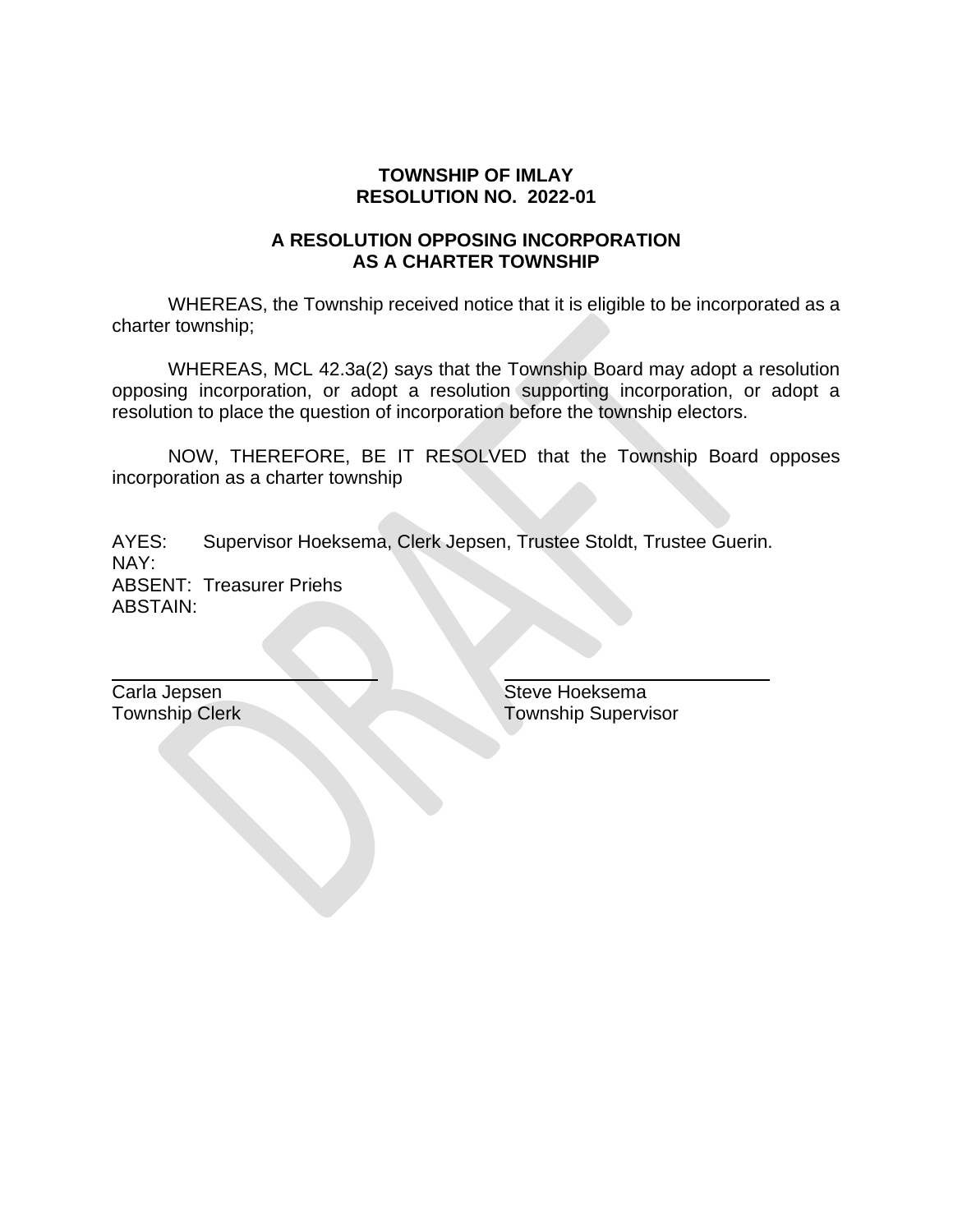**TOWNSHIP OF IMLAY**
**RESOLUTION NO. 2022-01**

**A RESOLUTION OPPOSING INCORPORATION AS A CHARTER TOWNSHIP**

WHEREAS, the Township received notice that it is eligible to be incorporated as a charter township;

WHEREAS, MCL 42.3a(2) says that the Township Board may adopt a resolution opposing incorporation, or adopt a resolution supporting incorporation, or adopt a resolution to place the question of incorporation before the township electors.

NOW, THEREFORE, BE IT RESOLVED that the Township Board opposes incorporation as a charter township

AYES: Supervisor Hoeksema, Clerk Jepsen, Trustee Stoldt, Trustee Guerin.
NAY:
ABSENT: Treasurer Priehs
ABSTAIN:

Carla Jepsen
Township Clerk

Steve Hoeksema
Township Supervisor

DRAFT